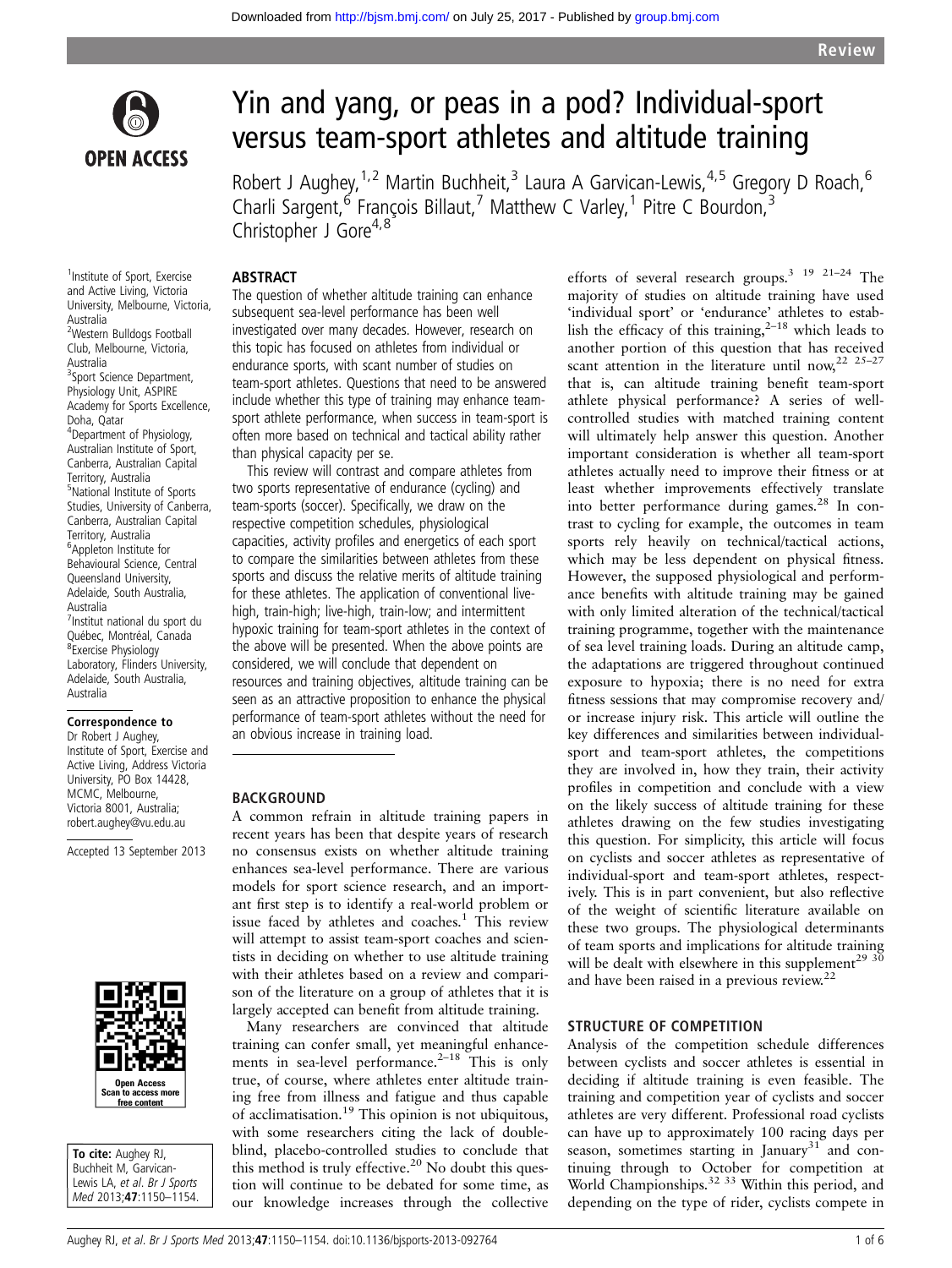# Yin and yang, or peas in a pod? Individual-sport versus team-sport athletes and altitude training

Robert J Aughey,[1,2] Martin Buchheit,[3] Laura A Garvican-Lewis,[4,5] Gregory D Roach,[6] Charli Sargent,[6] François Billaut,[7] Matthew C Varley,[1] Pitre C Bourdon,[3] Christopher J Gore[4,8]

[1]Institute of Sport, Exercise and Active Living, Victoria University, Melbourne, Victoria, Australia
[2]Western Bulldogs Football Club, Melbourne, Victoria, Australia
[3]Sport Science Department, Physiology Unit, ASPIRE Academy for Sports Excellence, Doha, Qatar
[4]Department of Physiology, Australian Institute of Sport, Canberra, Australian Capital Territory, Australia
[5]National Institute of Sports Studies, University of Canberra, Canberra, Australian Capital Territory, Australia
[6]Appleton Institute for Behavioural Science, Central Queensland University, Adelaide, South Australia, Australia
[7]Institut national du sport du Québec, Montréal, Canada
[8]Exercise Physiology Laboratory, Flinders University, Adelaide, South Australia, Australia

**Correspondence to**
Dr Robert J Aughey, Institute of Sport, Exercise and Active Living, Address Victoria University, PO Box 14428, MCMC, Melbourne, Victoria 8001, Australia; robert.aughey@vu.edu.au

Accepted 13 September 2013

**To cite:** Aughey RJ, Buchheit M, Garvican-Lewis LA, *et al*. *Br J Sports Med* 2013;**47**:1150–1154.

## ABSTRACT

The question of whether altitude training can enhance subsequent sea-level performance has been well investigated over many decades. However, research on this topic has focused on athletes from individual or endurance sports, with scant number of studies on team-sport athletes. Questions that need to be answered include whether this type of training may enhance team-sport athlete performance, when success in team-sport is often more based on technical and tactical ability rather than physical capacity per se.

This review will contrast and compare athletes from two sports representative of endurance (cycling) and team-sports (soccer). Specifically, we draw on the respective competition schedules, physiological capacities, activity profiles and energetics of each sport to compare the similarities between athletes from these sports and discuss the relative merits of altitude training for these athletes. The application of conventional live-high, train-high; live-high, train-low; and intermittent hypoxic training for team-sport athletes in the context of the above will be presented. When the above points are considered, we will conclude that dependent on resources and training objectives, altitude training can be seen as an attractive proposition to enhance the physical performance of team-sport athletes without the need for an obvious increase in training load.

## BACKGROUND

A common refrain in altitude training papers in recent years has been that despite years of research no consensus exists on whether altitude training enhances sea-level performance. There are various models for sport science research, and an important first step is to identify a real-world problem or issue faced by athletes and coaches.[1] This review will attempt to assist team-sport coaches and scientists in deciding on whether to use altitude training with their athletes based on a review and comparison of the literature on a group of athletes that it is largely accepted can benefit from altitude training.

Many researchers are convinced that altitude training can confer small, yet meaningful enhancements in sea-level performance.[2–18] This is only true, of course, where athletes enter altitude training free from illness and fatigue and thus capable of acclimatisation.[19] This opinion is not ubiquitous, with some researchers citing the lack of double-blind, placebo-controlled studies to conclude that this method is truly effective.[20] No doubt this question will continue to be debated for some time, as our knowledge increases through the collective efforts of several research groups.[3 19 21–24] The majority of studies on altitude training have used 'individual sport' or 'endurance' athletes to establish the efficacy of this training,[2–18] which leads to another portion of this question that has received scant attention in the literature until now,[22 25–27] that is, can altitude training benefit team-sport athlete physical performance? A series of well-controlled studies with matched training content will ultimately help answer this question. Another important consideration is whether all team-sport athletes actually need to improve their fitness or at least whether improvements effectively translate into better performance during games.[28] In contrast to cycling for example, the outcomes in team sports rely heavily on technical/tactical actions, which may be less dependent on physical fitness. However, the supposed physiological and performance benefits with altitude training may be gained with only limited alteration of the technical/tactical training programme, together with the maintenance of sea level training loads. During an altitude camp, the adaptations are triggered throughout continued exposure to hypoxia; there is no need for extra fitness sessions that may compromise recovery and/or increase injury risk. This article will outline the key differences and similarities between individual-sport and team-sport athletes, the competitions they are involved in, how they train, their activity profiles in competition and conclude with a view on the likely success of altitude training for these athletes drawing on the few studies investigating this question. For simplicity, this article will focus on cyclists and soccer athletes as representative of individual-sport and team-sport athletes, respectively. This is in part convenient, but also reflective of the weight of scientific literature available on these two groups. The physiological determinants of team sports and implications for altitude training will be dealt with elsewhere in this supplement[29 30] and have been raised in a previous review.[22]

## STRUCTURE OF COMPETITION

Analysis of the competition schedule differences between cyclists and soccer athletes is essential in deciding if altitude training is even feasible. The training and competition year of cyclists and soccer athletes are very different. Professional road cyclists can have up to approximately 100 racing days per season, sometimes starting in January[31] and continuing through to October for competition at World Championships.[32 33] Within this period, and depending on the type of rider, cyclists compete in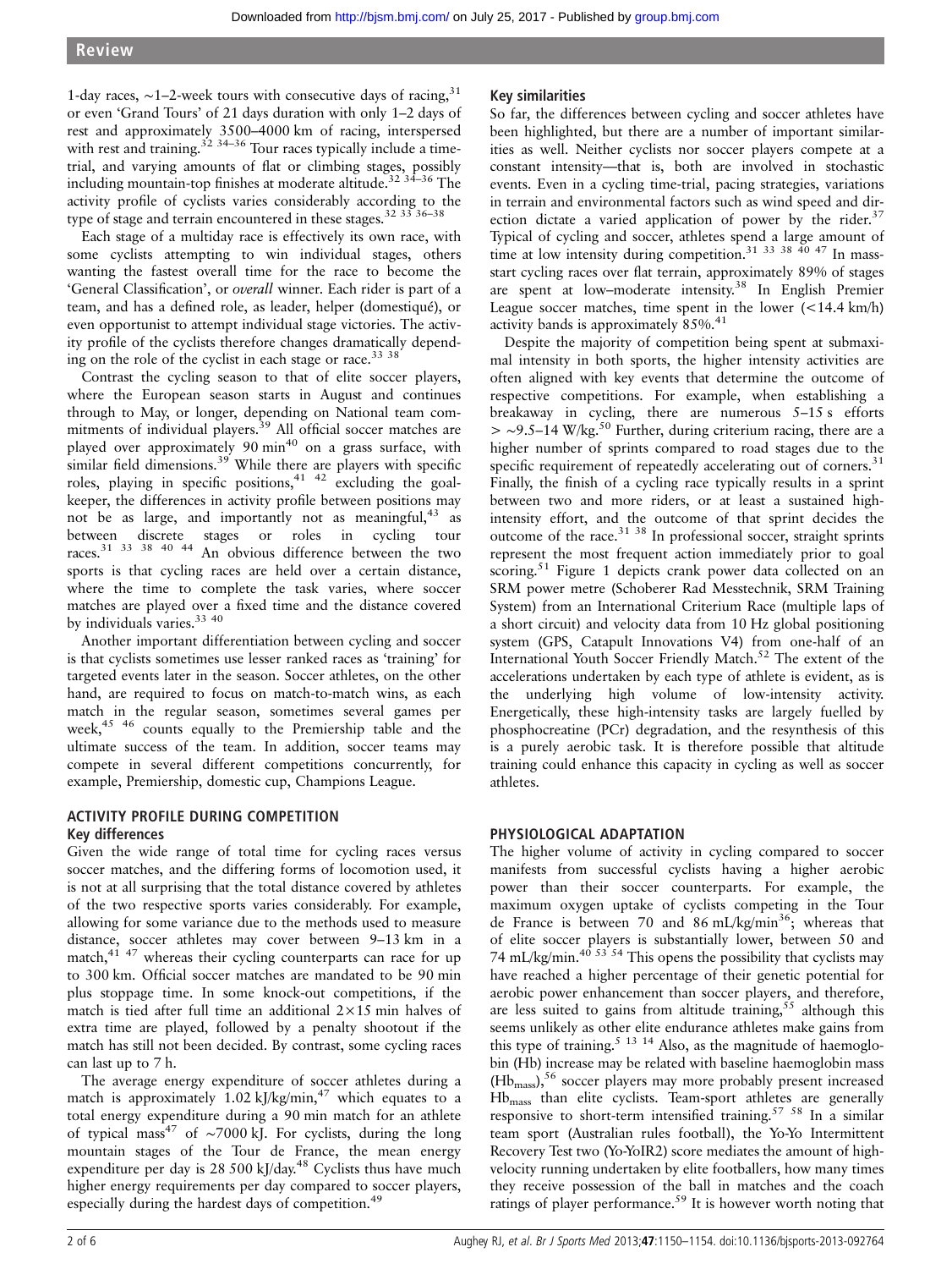1-day races, ~1–2-week tours with consecutive days of racing,[31] or even 'Grand Tours' of 21 days duration with only 1–2 days of rest and approximately 3500–4000 km of racing, interspersed with rest and training.[32 34–36] Tour races typically include a time-trial, and varying amounts of flat or climbing stages, possibly including mountain-top finishes at moderate altitude.[32 34–36] The activity profile of cyclists varies considerably according to the type of stage and terrain encountered in these stages.[32 33 36–38]

Each stage of a multiday race is effectively its own race, with some cyclists attempting to win individual stages, others wanting the fastest overall time for the race to become the 'General Classification', or *overall* winner. Each rider is part of a team, and has a defined role, as leader, helper (domestiqué), or even opportunist to attempt individual stage victories. The activity profile of the cyclists therefore changes dramatically depending on the role of the cyclist in each stage or race.[33 38]

Contrast the cycling season to that of elite soccer players, where the European season starts in August and continues through to May, or longer, depending on National team commitments of individual players.[39] All official soccer matches are played over approximately 90 min[40] on a grass surface, with similar field dimensions.[39] While there are players with specific roles, playing in specific positions,[41 42] excluding the goalkeeper, the differences in activity profile between positions may not be as large, and importantly not as meaningful,[43] as between discrete stages or roles in cycling tour races.[31 33 38 40 44] An obvious difference between the two sports is that cycling races are held over a certain distance, where the time to complete the task varies, where soccer matches are played over a fixed time and the distance covered by individuals varies.[33 40]

Another important differentiation between cycling and soccer is that cyclists sometimes use lesser ranked races as 'training' for targeted events later in the season. Soccer athletes, on the other hand, are required to focus on match-to-match wins, as each match in the regular season, sometimes several games per week,[45 46] counts equally to the Premiership table and the ultimate success of the team. In addition, soccer teams may compete in several different competitions concurrently, for example, Premiership, domestic cup, Champions League.

## ACTIVITY PROFILE DURING COMPETITION

### Key differences

Given the wide range of total time for cycling races versus soccer matches, and the differing forms of locomotion used, it is not at all surprising that the total distance covered by athletes of the two respective sports varies considerably. For example, allowing for some variance due to the methods used to measure distance, soccer athletes may cover between 9–13 km in a match,[41 47] whereas their cycling counterparts can race for up to 300 km. Official soccer matches are mandated to be 90 min plus stoppage time. In some knock-out competitions, if the match is tied after full time an additional 2×15 min halves of extra time are played, followed by a penalty shootout if the match has still not been decided. By contrast, some cycling races can last up to 7 h.

The average energy expenditure of soccer athletes during a match is approximately 1.02 kJ/kg/min,[47] which equates to a total energy expenditure during a 90 min match for an athlete of typical mass[47] of ~7000 kJ. For cyclists, during the long mountain stages of the Tour de France, the mean energy expenditure per day is 28 500 kJ/day.[48] Cyclists thus have much higher energy requirements per day compared to soccer players, especially during the hardest days of competition.[49]

### Key similarities

So far, the differences between cycling and soccer athletes have been highlighted, but there are a number of important similarities as well. Neither cyclists nor soccer players compete at a constant intensity—that is, both are involved in stochastic events. Even in a cycling time-trial, pacing strategies, variations in terrain and environmental factors such as wind speed and direction dictate a varied application of power by the rider.[37] Typical of cycling and soccer, athletes spend a large amount of time at low intensity during competition.[31 33 38 40 47] In mass-start cycling races over flat terrain, approximately 89% of stages are spent at low–moderate intensity.[38] In English Premier League soccer matches, time spent in the lower (<14.4 km/h) activity bands is approximately 85%.[41]

Despite the majority of competition being spent at submaximal intensity in both sports, the higher intensity activities are often aligned with key events that determine the outcome of respective competitions. For example, when establishing a breakaway in cycling, there are numerous 5–15 s efforts > ~9.5–14 W/kg.[50] Further, during criterium racing, there are a higher number of sprints compared to road stages due to the specific requirement of repeatedly accelerating out of corners.[31] Finally, the finish of a cycling race typically results in a sprint between two and more riders, or at least a sustained high-intensity effort, and the outcome of that sprint decides the outcome of the race.[31 38] In professional soccer, straight sprints represent the most frequent action immediately prior to goal scoring.[51] Figure 1 depicts crank power data collected on an SRM power metre (Schoberer Rad Messtechnik, SRM Training System) from an International Criterium Race (multiple laps of a short circuit) and velocity data from 10 Hz global positioning system (GPS, Catapult Innovations V4) from one-half of an International Youth Soccer Friendly Match.[52] The extent of the accelerations undertaken by each type of athlete is evident, as is the underlying high volume of low-intensity activity. Energetically, these high-intensity tasks are largely fuelled by phosphocreatine (PCr) degradation, and the resynthesis of this is a purely aerobic task. It is therefore possible that altitude training could enhance this capacity in cycling as well as soccer athletes.

## PHYSIOLOGICAL ADAPTATION

The higher volume of activity in cycling compared to soccer manifests from successful cyclists having a higher aerobic power than their soccer counterparts. For example, the maximum oxygen uptake of cyclists competing in the Tour de France is between 70 and 86 mL/kg/min[36]; whereas that of elite soccer players is substantially lower, between 50 and 74 mL/kg/min.[40 53 54] This opens the possibility that cyclists may have reached a higher percentage of their genetic potential for aerobic power enhancement than soccer players, and therefore, are less suited to gains from altitude training,[55] although this seems unlikely as other elite endurance athletes make gains from this type of training.[5 13 14] Also, as the magnitude of haemoglobin (Hb) increase may be related with baseline haemoglobin mass ($Hb_{mass}$),[56] soccer players may more probably present increased $Hb_{mass}$ than elite cyclists. Team-sport athletes are generally responsive to short-term intensified training.[57 58] In a similar team sport (Australian rules football), the Yo-Yo Intermittent Recovery Test two (Yo-YoIR2) score mediates the amount of high-velocity running undertaken by elite footballers, how many times they receive possession of the ball in matches and the coach ratings of player performance.[59] It is however worth noting that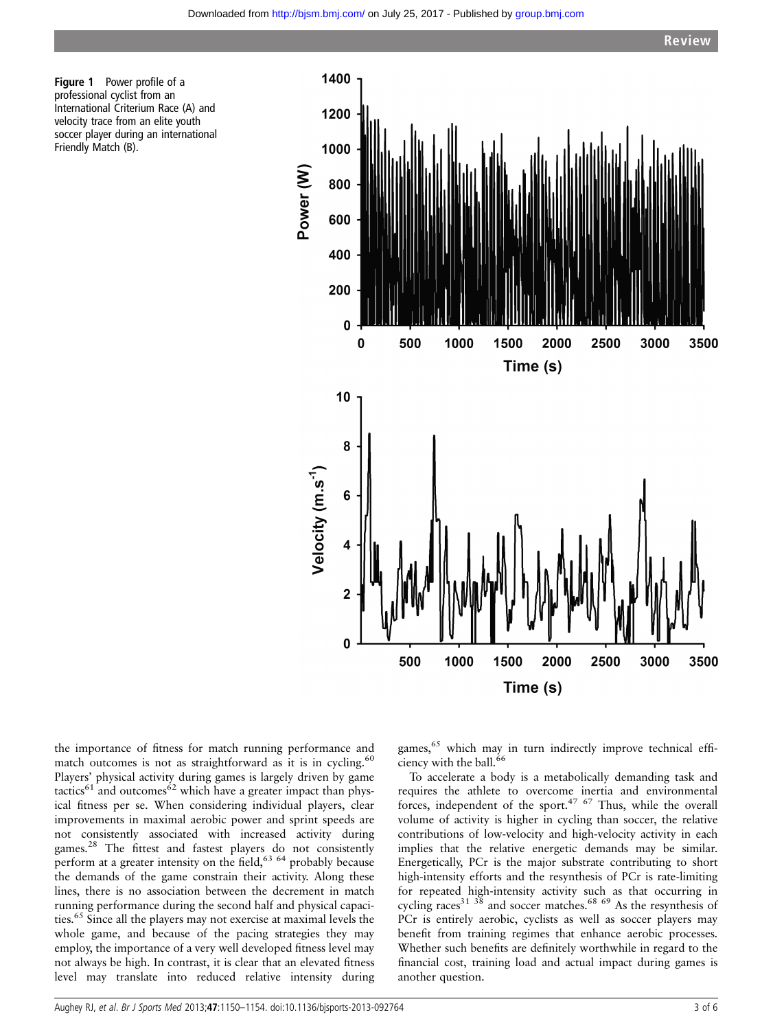Figure 1 Power profile of a professional cyclist from an International Criterium Race (A) and velocity trace from an elite youth soccer player during an international Friendly Match (B).

the importance of fitness for match running performance and match outcomes is not as straightforward as it is in cycling.[60] Players' physical activity during games is largely driven by game tactics[61] and outcomes[62] which have a greater impact than physical fitness per se. When considering individual players, clear improvements in maximal aerobic power and sprint speeds are not consistently associated with increased activity during games.[28] The fittest and fastest players do not consistently perform at a greater intensity on the field,[63 64] probably because the demands of the game constrain their activity. Along these lines, there is no association between the decrement in match running performance during the second half and physical capacities.[65] Since all the players may not exercise at maximal levels the whole game, and because of the pacing strategies they may employ, the importance of a very well developed fitness level may not always be high. In contrast, it is clear that an elevated fitness level may translate into reduced relative intensity during games,[65] which may in turn indirectly improve technical efficiency with the ball.[66]

To accelerate a body is a metabolically demanding task and requires the athlete to overcome inertia and environmental forces, independent of the sport.[47 67] Thus, while the overall volume of activity is higher in cycling than soccer, the relative contributions of low-velocity and high-velocity activity in each implies that the relative energetic demands may be similar. Energetically, PCr is the major substrate contributing to short high-intensity efforts and the resynthesis of PCr is rate-limiting for repeated high-intensity activity such as that occurring in cycling races[31 38] and soccer matches.[68 69] As the resynthesis of PCr is entirely aerobic, cyclists as well as soccer players may benefit from training regimes that enhance aerobic processes. Whether such benefits are definitely worthwhile in regard to the financial cost, training load and actual impact during games is another question.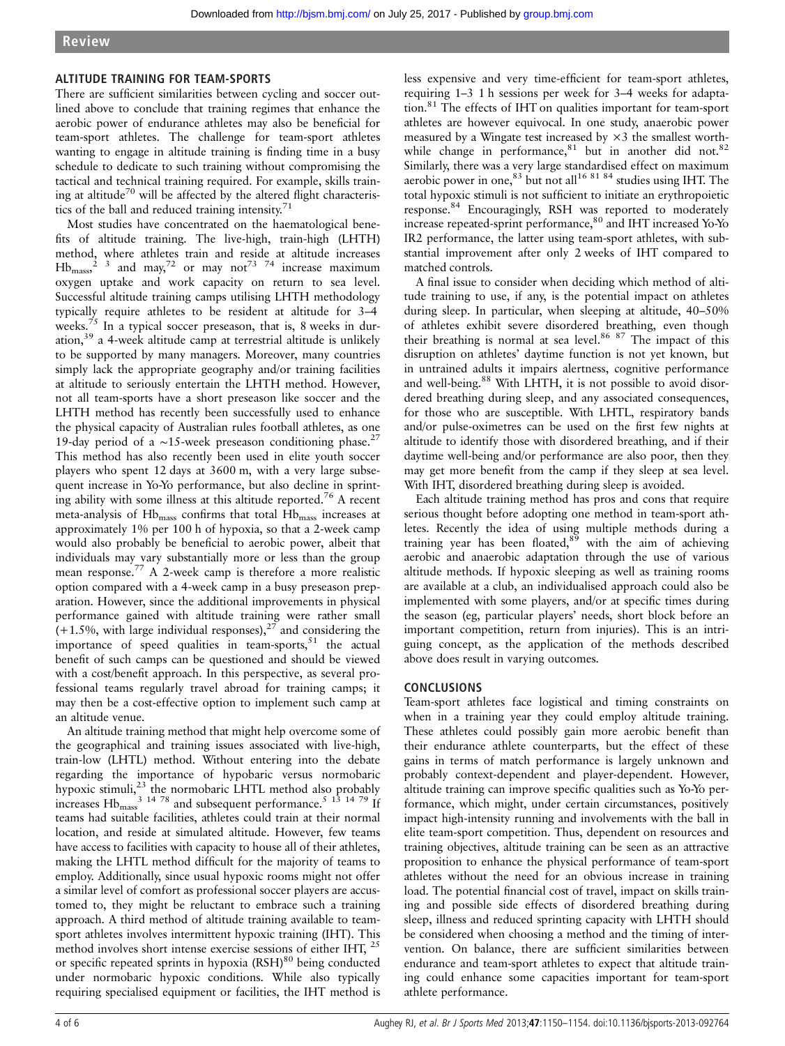## ALTITUDE TRAINING FOR TEAM-SPORTS

There are sufficient similarities between cycling and soccer outlined above to conclude that training regimes that enhance the aerobic power of endurance athletes may also be beneficial for team-sport athletes. The challenge for team-sport athletes wanting to engage in altitude training is finding time in a busy schedule to dedicate to such training without compromising the tactical and technical training required. For example, skills training at altitude[70] will be affected by the altered flight characteristics of the ball and reduced training intensity.[71]

Most studies have concentrated on the haematological benefits of altitude training. The live-high, train-high (LHTH) method, where athletes train and reside at altitude increases $Hb_{mass}$,[2 3] and may,[72] or may not[73 74] increase maximum oxygen uptake and work capacity on return to sea level. Successful altitude training camps utilising LHTH methodology typically require athletes to be resident at altitude for 3–4 weeks.[75] In a typical soccer preseason, that is, 8 weeks in duration,[39] a 4-week altitude camp at terrestrial altitude is unlikely to be supported by many managers. Moreover, many countries simply lack the appropriate geography and/or training facilities at altitude to seriously entertain the LHTH method. However, not all team-sports have a short preseason like soccer and the LHTH method has recently been successfully used to enhance the physical capacity of Australian rules football athletes, as one 19-day period of a ~15-week preseason conditioning phase.[27] This method has also recently been used in elite youth soccer players who spent 12 days at 3600 m, with a very large subsequent increase in Yo-Yo performance, but also decline in sprinting ability with some illness at this altitude reported.[76] A recent meta-analysis of $Hb_{mass}$ confirms that total $Hb_{mass}$ increases at approximately 1% per 100 h of hypoxia, so that a 2-week camp would also probably be beneficial to aerobic power, albeit that individuals may vary substantially more or less than the group mean response.[77] A 2-week camp is therefore a more realistic option compared with a 4-week camp in a busy preseason preparation. However, since the additional improvements in physical performance gained with altitude training were rather small (+1.5%, with large individual responses),[27] and considering the importance of speed qualities in team-sports,[51] the actual benefit of such camps can be questioned and should be viewed with a cost/benefit approach. In this perspective, as several professional teams regularly travel abroad for training camps; it may then be a cost-effective option to implement such camp at an altitude venue.

An altitude training method that might help overcome some of the geographical and training issues associated with live-high, train-low (LHTL) method. Without entering into the debate regarding the importance of hypobaric versus normobaric hypoxic stimuli,[23] the normobaric LHTL method also probably increases $Hb_{mass}$[3 14 78] and subsequent performance.[5 13 14 79] If teams had suitable facilities, athletes could train at their normal location, and reside at simulated altitude. However, few teams have access to facilities with capacity to house all of their athletes, making the LHTL method difficult for the majority of teams to employ. Additionally, since usual hypoxic rooms might not offer a similar level of comfort as professional soccer players are accustomed to, they might be reluctant to embrace such a training approach. A third method of altitude training available to team-sport athletes involves intermittent hypoxic training (IHT). This method involves short intense exercise sessions of either IHT,[25] or specific repeated sprints in hypoxia (RSH)[80] being conducted under normobaric hypoxic conditions. While also typically requiring specialised equipment or facilities, the IHT method is less expensive and very time-efficient for team-sport athletes, requiring 1–3 1 h sessions per week for 3–4 weeks for adaptation.[81] The effects of IHT on qualities important for team-sport athletes are however equivocal. In one study, anaerobic power measured by a Wingate test increased by ×3 the smallest worthwhile change in performance,[81] but in another did not.[82] Similarly, there was a very large standardised effect on maximum aerobic power in one,[83] but not all[16 81 84] studies using IHT. The total hypoxic stimuli is not sufficient to initiate an erythropoietic response.[84] Encouragingly, RSH was reported to moderately increase repeated-sprint performance,[80] and IHT increased Yo-Yo IR2 performance, the latter using team-sport athletes, with substantial improvement after only 2 weeks of IHT compared to matched controls.

A final issue to consider when deciding which method of altitude training to use, if any, is the potential impact on athletes during sleep. In particular, when sleeping at altitude, 40–50% of athletes exhibit severe disordered breathing, even though their breathing is normal at sea level.[86 87] The impact of this disruption on athletes' daytime function is not yet known, but in untrained adults it impairs alertness, cognitive performance and well-being.[88] With LHTH, it is not possible to avoid disordered breathing during sleep, and any associated consequences, for those who are susceptible. With LHTL, respiratory bands and/or pulse-oximetres can be used on the first few nights at altitude to identify those with disordered breathing, and if their daytime well-being and/or performance are also poor, then they may get more benefit from the camp if they sleep at sea level. With IHT, disordered breathing during sleep is avoided.

Each altitude training method has pros and cons that require serious thought before adopting one method in team-sport athletes. Recently the idea of using multiple methods during a training year has been floated,[89] with the aim of achieving aerobic and anaerobic adaptation through the use of various altitude methods. If hypoxic sleeping as well as training rooms are available at a club, an individualised approach could also be implemented with some players, and/or at specific times during the season (eg, particular players' needs, short block before an important competition, return from injuries). This is an intriguing concept, as the application of the methods described above does result in varying outcomes.

## CONCLUSIONS

Team-sport athletes face logistical and timing constraints on when in a training year they could employ altitude training. These athletes could possibly gain more aerobic benefit than their endurance athlete counterparts, but the effect of these gains in terms of match performance is largely unknown and probably context-dependent and player-dependent. However, altitude training can improve specific qualities such as Yo-Yo performance, which might, under certain circumstances, positively impact high-intensity running and involvements with the ball in elite team-sport competition. Thus, dependent on resources and training objectives, altitude training can be seen as an attractive proposition to enhance the physical performance of team-sport athletes without the need for an obvious increase in training load. The potential financial cost of travel, impact on skills training and possible side effects of disordered breathing during sleep, illness and reduced sprinting capacity with LHTH should be considered when choosing a method and the timing of intervention. On balance, there are sufficient similarities between endurance and team-sport athletes to expect that altitude training could enhance some capacities important for team-sport athlete performance.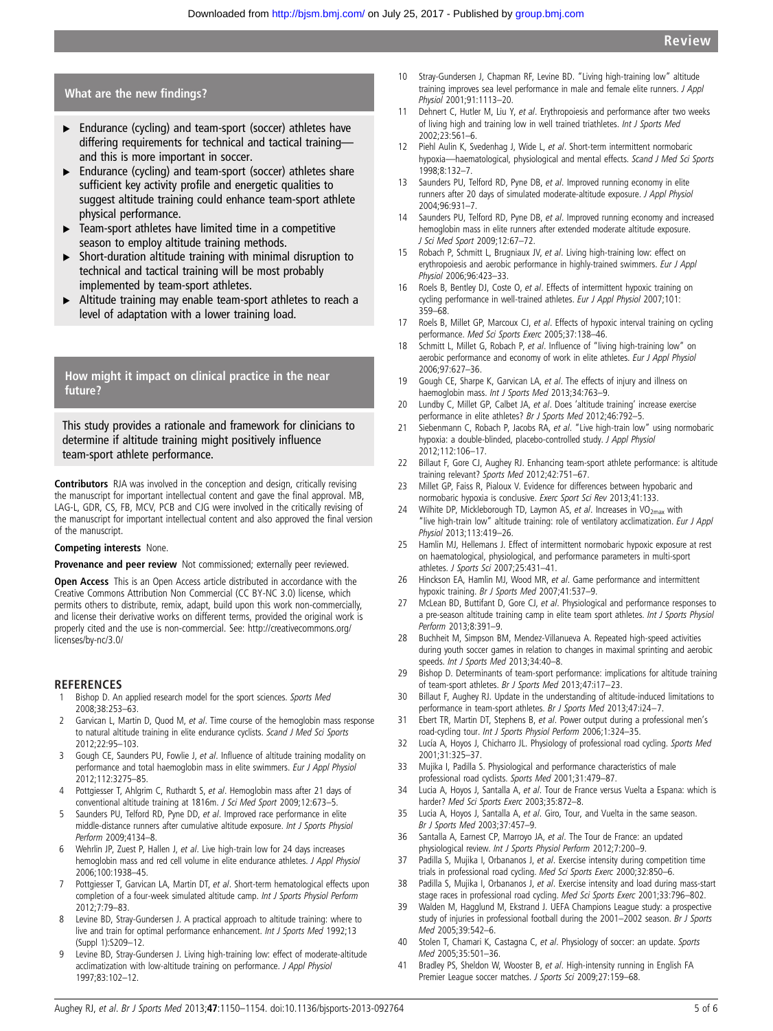## What are the new findings?

- Endurance (cycling) and team-sport (soccer) athletes have differing requirements for technical and tactical training—and this is more important in soccer.
- Endurance (cycling) and team-sport (soccer) athletes share sufficient key activity profile and energetic qualities to suggest altitude training could enhance team-sport athlete physical performance.
- Team-sport athletes have limited time in a competitive season to employ altitude training methods.
- Short-duration altitude training with minimal disruption to technical and tactical training will be most probably implemented by team-sport athletes.
- Altitude training may enable team-sport athletes to reach a level of adaptation with a lower training load.

## How might it impact on clinical practice in the near future?

This study provides a rationale and framework for clinicians to determine if altitude training might positively influence team-sport athlete performance.

**Contributors** RJA was involved in the conception and design, critically revising the manuscript for important intellectual content and gave the final approval. MB, LAG-L, GDR, CS, FB, MCV, PCB and CJG were involved in the critically revising of the manuscript for important intellectual content and also approved the final version of the manuscript.

**Competing interests** None.

**Provenance and peer review** Not commissioned; externally peer reviewed.

**Open Access** This is an Open Access article distributed in accordance with the Creative Commons Attribution Non Commercial (CC BY-NC 3.0) license, which permits others to distribute, remix, adapt, build upon this work non-commercially, and license their derivative works on different terms, provided the original work is properly cited and the use is non-commercial. See: http://creativecommons.org/licenses/by-nc/3.0/

## REFERENCES

1. Bishop D. An applied research model for the sport sciences. *Sports Med* 2008;38:253–63.
2. Garvican L, Martin D, Quod M, *et al*. Time course of the hemoglobin mass response to natural altitude training in elite endurance cyclists. *Scand J Med Sci Sports* 2012;22:95–103.
3. Gough CE, Saunders PU, Fowlie J, *et al*. Influence of altitude training modality on performance and total haemoglobin mass in elite swimmers. *Eur J Appl Physiol* 2012;112:3275–85.
4. Pottgiesser T, Ahlgrim C, Ruthardt S, *et al*. Hemoglobin mass after 21 days of conventional altitude training at 1816m. *J Sci Med Sport* 2009;12:673–5.
5. Saunders PU, Telford RD, Pyne DD, *et al*. Improved race performance in elite middle-distance runners after cumulative altitude exposure. *Int J Sports Physiol Perform* 2009;4134–8.
6. Wehrlin JP, Zuest P, Hallen J, *et al*. Live high-train low for 24 days increases hemoglobin mass and red cell volume in elite endurance athletes. *J Appl Physiol* 2006;100:1938–45.
7. Pottgiesser T, Garvican LA, Martin DT, *et al*. Short-term hematological effects upon completion of a four-week simulated altitude camp. *Int J Sports Physiol Perform* 2012;7:79–83.
8. Levine BD, Stray-Gundersen J. A practical approach to altitude training: where to live and train for optimal performance enhancement. *Int J Sports Med* 1992;13 (Suppl 1):S209–12.
9. Levine BD, Stray-Gundersen J. Living high-training low: effect of moderate-altitude acclimatization with low-altitude training on performance. *J Appl Physiol* 1997;83:102–12.
10. Stray-Gundersen J, Chapman RF, Levine BD. "Living high-training low" altitude training improves sea level performance in male and female elite runners. *J Appl Physiol* 2001;91:1113–20.
11. Dehnert C, Hutler M, Liu Y, *et al*. Erythropoiesis and performance after two weeks of living high and training low in well trained triathletes. *Int J Sports Med* 2002;23:561–6.
12. Piehl Aulin K, Svedenhag J, Wide L, *et al*. Short-term intermittent normobaric hypoxia—haematological, physiological and mental effects. *Scand J Med Sci Sports* 1998;8:132–7.
13. Saunders PU, Telford RD, Pyne DB, *et al*. Improved running economy in elite runners after 20 days of simulated moderate-altitude exposure. *J Appl Physiol* 2004;96:931–7.
14. Saunders PU, Telford RD, Pyne DB, *et al*. Improved running economy and increased hemoglobin mass in elite runners after extended moderate altitude exposure. *J Sci Med Sport* 2009;12:67–72.
15. Robach P, Schmitt L, Brugniaux JV, *et al*. Living high-training low: effect on erythropoiesis and aerobic performance in highly-trained swimmers. *Eur J Appl Physiol* 2006;96:423–33.
16. Roels B, Bentley DJ, Coste O, *et al*. Effects of intermittent hypoxic training on cycling performance in well-trained athletes. *Eur J Appl Physiol* 2007;101: 359–68.
17. Roels B, Millet GP, Marcoux CJ, *et al*. Effects of hypoxic interval training on cycling performance. *Med Sci Sports Exerc* 2005;37:138–46.
18. Schmitt L, Millet G, Robach P, *et al*. Influence of "living high-training low" on aerobic performance and economy of work in elite athletes. *Eur J Appl Physiol* 2006;97:627–36.
19. Gough CE, Sharpe K, Garvican LA, *et al*. The effects of injury and illness on haemoglobin mass. *Int J Sports Med* 2013;34:763–9.
20. Lundby C, Millet GP, Calbet JA, *et al*. Does 'altitude training' increase exercise performance in elite athletes? *Br J Sports Med* 2012;46:792–5.
21. Siebenmann C, Robach P, Jacobs RA, *et al*. "Live high-train low" using normobaric hypoxia: a double-blinded, placebo-controlled study. *J Appl Physiol* 2012;112:106–17.
22. Billaut F, Gore CJ, Aughey RJ. Enhancing team-sport athlete performance: is altitude training relevant? *Sports Med* 2012;42:751–67.
23. Millet GP, Faiss R, Pialoux V. Evidence for differences between hypobaric and normobaric hypoxia is conclusive. *Exerc Sport Sci Rev* 2013;41:133.
24. Wilhite DP, Mickleborough TD, Laymon AS, *et al*. Increases in $VO_{2max}$ with "live high-train low" altitude training: role of ventilatory acclimatization. *Eur J Appl Physiol* 2013;113:419–26.
25. Hamlin MJ, Hellemans J. Effect of intermittent normobaric hypoxic exposure at rest on haematological, physiological, and performance parameters in multi-sport athletes. *J Sports Sci* 2007;25:431–41.
26. Hinckson EA, Hamlin MJ, Wood MR, *et al*. Game performance and intermittent hypoxic training. *Br J Sports Med* 2007;41:537–9.
27. McLean BD, Buttifant D, Gore CJ, *et al*. Physiological and performance responses to a pre-season altitude training camp in elite team sport athletes. *Int J Sports Physiol Perform* 2013;8:391–9.
28. Buchheit M, Simpson BM, Mendez-Villanueva A. Repeated high-speed activities during youth soccer games in relation to changes in maximal sprinting and aerobic speeds. *Int J Sports Med* 2013;34:40–8.
29. Bishop D. Determinants of team-sport performance: implications for altitude training of team-sport athletes. *Br J Sports Med* 2013;47:i17–23.
30. Billaut F, Aughey RJ. Update in the understanding of altitude-induced limitations to performance in team-sport athletes. *Br J Sports Med* 2013;47:i24–7.
31. Ebert TR, Martin DT, Stephens B, *et al*. Power output during a professional men's road-cycling tour. *Int J Sports Physiol Perform* 2006;1:324–35.
32. Lucía A, Hoyos J, Chicharro JL. Physiology of professional road cycling. *Sports Med* 2001;31:325–37.
33. Mujika I, Padilla S. Physiological and performance characteristics of male professional road cyclists. *Sports Med* 2001;31:479–87.
34. Lucia A, Hoyos J, Santalla A, *et al*. Tour de France versus Vuelta a Espana: which is harder? *Med Sci Sports Exerc* 2003;35:872–8.
35. Lucia A, Hoyos J, Santalla A, *et al*. Giro, Tour, and Vuelta in the same season. *Br J Sports Med* 2003;37:457–9.
36. Santalla A, Earnest CP, Marroyo JA, *et al*. The Tour de France: an updated physiological review. *Int J Sports Physiol Perform* 2012;7:200–9.
37. Padilla S, Mujika I, Orbananos J, *et al*. Exercise intensity during competition time trials in professional road cycling. *Med Sci Sports Exerc* 2000;32:850–6.
38. Padilla S, Mujika I, Orbananos J, *et al*. Exercise intensity and load during mass-start stage races in professional road cycling. *Med Sci Sports Exerc* 2001;33:796–802.
39. Walden M, Hagglund M, Ekstrand J. UEFA Champions League study: a prospective study of injuries in professional football during the 2001–2002 season. *Br J Sports Med* 2005;39:542–6.
40. Stolen T, Chamari K, Castagna C, *et al*. Physiology of soccer: an update. *Sports Med* 2005;35:501–36.
41. Bradley PS, Sheldon W, Wooster B, *et al*. High-intensity running in English FA Premier League soccer matches. *J Sports Sci* 2009;27:159–68.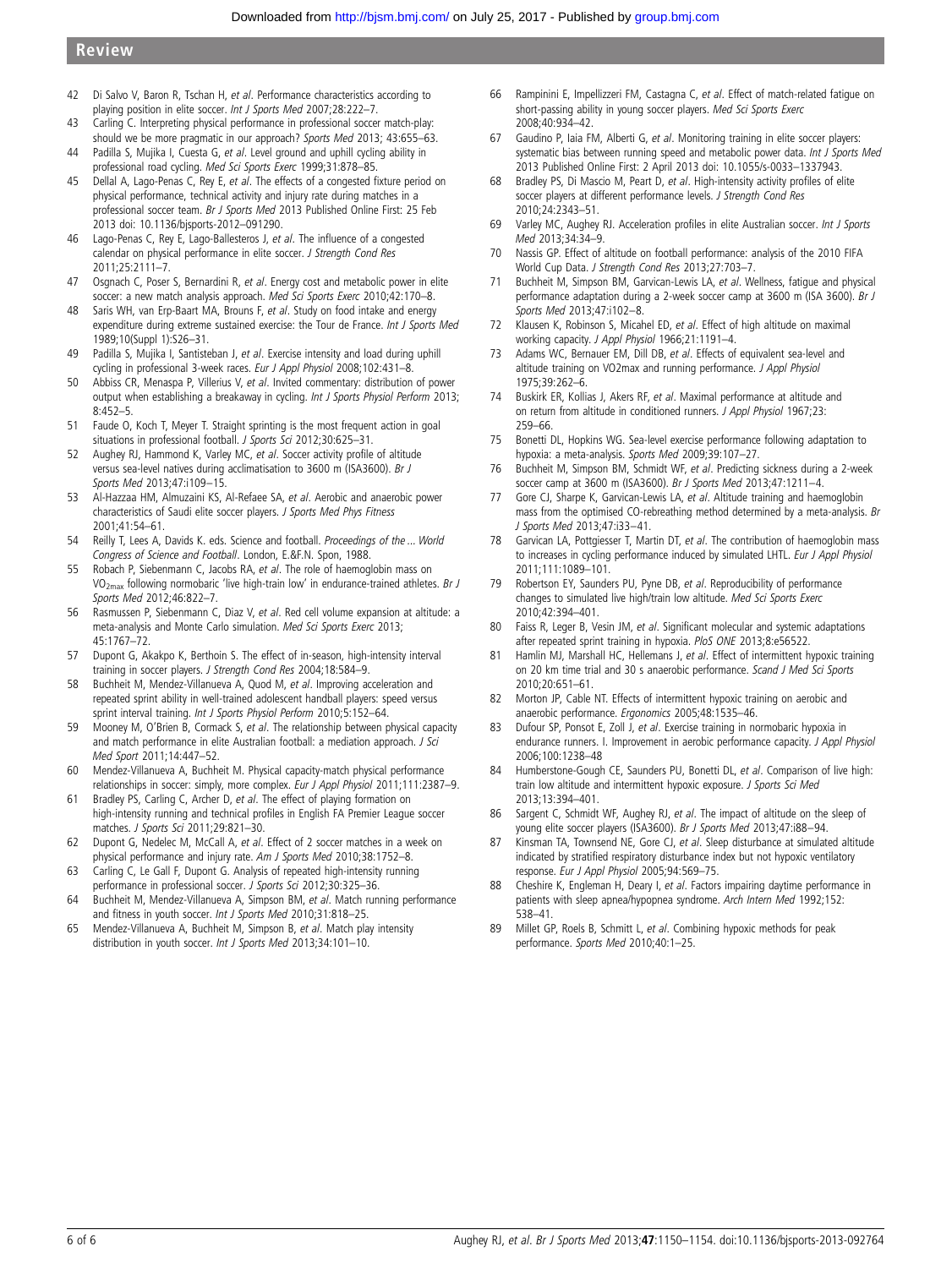42 Di Salvo V, Baron R, Tschan H, *et al*. Performance characteristics according to playing position in elite soccer. *Int J Sports Med* 2007;28:222–7.
43 Carling C. Interpreting physical performance in professional soccer match-play: should we be more pragmatic in our approach? *Sports Med* 2013; 43:655–63.
44 Padilla S, Mujika I, Cuesta G, *et al*. Level ground and uphill cycling ability in professional road cycling. *Med Sci Sports Exerc* 1999;31:878–85.
45 Dellal A, Lago-Penas C, Rey E, *et al*. The effects of a congested fixture period on physical performance, technical activity and injury rate during matches in a professional soccer team. *Br J Sports Med* 2013 Published Online First: 25 Feb 2013 doi: 10.1136/bjsports-2012–091290.
46 Lago-Penas C, Rey E, Lago-Ballesteros J, *et al*. The influence of a congested calendar on physical performance in elite soccer. *J Strength Cond Res* 2011;25:2111–7.
47 Osgnach C, Poser S, Bernardini R, *et al*. Energy cost and metabolic power in elite soccer: a new match analysis approach. *Med Sci Sports Exerc* 2010;42:170–8.
48 Saris WH, van Erp-Baart MA, Brouns F, *et al*. Study on food intake and energy expenditure during extreme sustained exercise: the Tour de France. *Int J Sports Med* 1989;10(Suppl 1):S26–31.
49 Padilla S, Mujika I, Santisteban J, *et al*. Exercise intensity and load during uphill cycling in professional 3-week races. *Eur J Appl Physiol* 2008;102:431–8.
50 Abbiss CR, Menaspa P, Villerius V, *et al*. Invited commentary: distribution of power output when establishing a breakaway in cycling. *Int J Sports Physiol Perform* 2013; 8:452–5.
51 Faude O, Koch T, Meyer T. Straight sprinting is the most frequent action in goal situations in professional football. *J Sports Sci* 2012;30:625–31.
52 Aughey RJ, Hammond K, Varley MC, *et al*. Soccer activity profile of altitude versus sea-level natives during acclimatisation to 3600 m (ISA3600). *Br J Sports Med* 2013;47:i109–15.
53 Al-Hazzaa HM, Almuzaini KS, Al-Refaee SA, *et al*. Aerobic and anaerobic power characteristics of Saudi elite soccer players. *J Sports Med Phys Fitness* 2001;41:54–61.
54 Reilly T, Lees A, Davids K. eds. Science and football. *Proceedings of the ... World Congress of Science and Football*. London, E.&F.N. Spon, 1988.
55 Robach P, Siebenmann C, Jacobs RA, *et al*. The role of haemoglobin mass on $VO_{2max}$ following normobaric 'live high-train low' in endurance-trained athletes. *Br J Sports Med* 2012;46:822–7.
56 Rasmussen P, Siebenmann C, Diaz V, *et al*. Red cell volume expansion at altitude: a meta-analysis and Monte Carlo simulation. *Med Sci Sports Exerc* 2013; 45:1767–72.
57 Dupont G, Akakpo K, Berthoin S. The effect of in-season, high-intensity interval training in soccer players. *J Strength Cond Res* 2004;18:584–9.
58 Buchheit M, Mendez-Villanueva A, Quod M, *et al*. Improving acceleration and repeated sprint ability in well-trained adolescent handball players: speed versus sprint interval training. *Int J Sports Physiol Perform* 2010;5:152–64.
59 Mooney M, O'Brien B, Cormack S, *et al*. The relationship between physical capacity and match performance in elite Australian football: a mediation approach. *J Sci Med Sport* 2011;14:447–52.
60 Mendez-Villanueva A, Buchheit M. Physical capacity-match physical performance relationships in soccer: simply, more complex. *Eur J Appl Physiol* 2011;111:2387–9.
61 Bradley PS, Carling C, Archer D, *et al*. The effect of playing formation on high-intensity running and technical profiles in English FA Premier League soccer matches. *J Sports Sci* 2011;29:821–30.
62 Dupont G, Nedelec M, McCall A, *et al*. Effect of 2 soccer matches in a week on physical performance and injury rate. *Am J Sports Med* 2010;38:1752–8.
63 Carling C, Le Gall F, Dupont G. Analysis of repeated high-intensity running performance in professional soccer. *J Sports Sci* 2012;30:325–36.
64 Buchheit M, Mendez-Villanueva A, Simpson BM, *et al*. Match running performance and fitness in youth soccer. *Int J Sports Med* 2010;31:818–25.
65 Mendez-Villanueva A, Buchheit M, Simpson B, *et al*. Match play intensity distribution in youth soccer. *Int J Sports Med* 2013;34:101–10.
66 Rampinini E, Impellizzeri FM, Castagna C, *et al*. Effect of match-related fatigue on short-passing ability in young soccer players. *Med Sci Sports Exerc* 2008;40:934–42.
67 Gaudino P, Iaia FM, Alberti G, *et al*. Monitoring training in elite soccer players: systematic bias between running speed and metabolic power data. *Int J Sports Med* 2013 Published Online First: 2 April 2013 doi: 10.1055/s-0033–1337943.
68 Bradley PS, Di Mascio M, Peart D, *et al*. High-intensity activity profiles of elite soccer players at different performance levels. *J Strength Cond Res* 2010;24:2343–51.
69 Varley MC, Aughey RJ. Acceleration profiles in elite Australian soccer. *Int J Sports Med* 2013;34:34–9.
70 Nassis GP. Effect of altitude on football performance: analysis of the 2010 FIFA World Cup Data. *J Strength Cond Res* 2013;27:703–7.
71 Buchheit M, Simpson BM, Garvican-Lewis LA, *et al*. Wellness, fatigue and physical performance adaptation during a 2-week soccer camp at 3600 m (ISA 3600). *Br J Sports Med* 2013;47:i102–8.
72 Klausen K, Robinson S, Micahel ED, *et al*. Effect of high altitude on maximal working capacity. *J Appl Physiol* 1966;21:1191–4.
73 Adams WC, Bernauer EM, Dill DB, *et al*. Effects of equivalent sea-level and altitude training on VO2max and running performance. *J Appl Physiol* 1975;39:262–6.
74 Buskirk ER, Kollias J, Akers RF, *et al*. Maximal performance at altitude and on return from altitude in conditioned runners. *J Appl Physiol* 1967;23: 259–66.
75 Bonetti DL, Hopkins WG. Sea-level exercise performance following adaptation to hypoxia: a meta-analysis. *Sports Med* 2009;39:107–27.
76 Buchheit M, Simpson BM, Schmidt WF, *et al*. Predicting sickness during a 2-week soccer camp at 3600 m (ISA3600). *Br J Sports Med* 2013;47:1211–4.
77 Gore CJ, Sharpe K, Garvican-Lewis LA, *et al*. Altitude training and haemoglobin mass from the optimised CO-rebreathing method determined by a meta-analysis. *Br J Sports Med* 2013;47:i33–41.
78 Garvican LA, Pottgiesser T, Martin DT, *et al*. The contribution of haemoglobin mass to increases in cycling performance induced by simulated LHTL. *Eur J Appl Physiol* 2011;111:1089–101.
79 Robertson EY, Saunders PU, Pyne DB, *et al*. Reproducibility of performance changes to simulated live high/train low altitude. *Med Sci Sports Exerc* 2010;42:394–401.
80 Faiss R, Leger B, Vesin JM, *et al*. Significant molecular and systemic adaptations after repeated sprint training in hypoxia. *PloS ONE* 2013;8:e56522.
81 Hamlin MJ, Marshall HC, Hellemans J, *et al*. Effect of intermittent hypoxic training on 20 km time trial and 30 s anaerobic performance. *Scand J Med Sci Sports* 2010;20:651–61.
82 Morton JP, Cable NT. Effects of intermittent hypoxic training on aerobic and anaerobic performance. *Ergonomics* 2005;48:1535–46.
83 Dufour SP, Ponsot E, Zoll J, *et al*. Exercise training in normobaric hypoxia in endurance runners. I. Improvement in aerobic performance capacity. *J Appl Physiol* 2006;100:1238–48
84 Humberstone-Gough CE, Saunders PU, Bonetti DL, *et al*. Comparison of live high: train low altitude and intermittent hypoxic exposure. *J Sports Sci Med* 2013;13:394–401.
86 Sargent C, Schmidt WF, Aughey RJ, *et al*. The impact of altitude on the sleep of young elite soccer players (ISA3600). *Br J Sports Med* 2013;47:i88–94.
87 Kinsman TA, Townsend NE, Gore CJ, *et al*. Sleep disturbance at simulated altitude indicated by stratified respiratory disturbance index but not hypoxic ventilatory response. *Eur J Appl Physiol* 2005;94:569–75.
88 Cheshire K, Engleman H, Deary I, *et al*. Factors impairing daytime performance in patients with sleep apnea/hypopnea syndrome. *Arch Intern Med* 1992;152: 538–41.
89 Millet GP, Roels B, Schmitt L, *et al*. Combining hypoxic methods for peak performance. *Sports Med* 2010;40:1–25.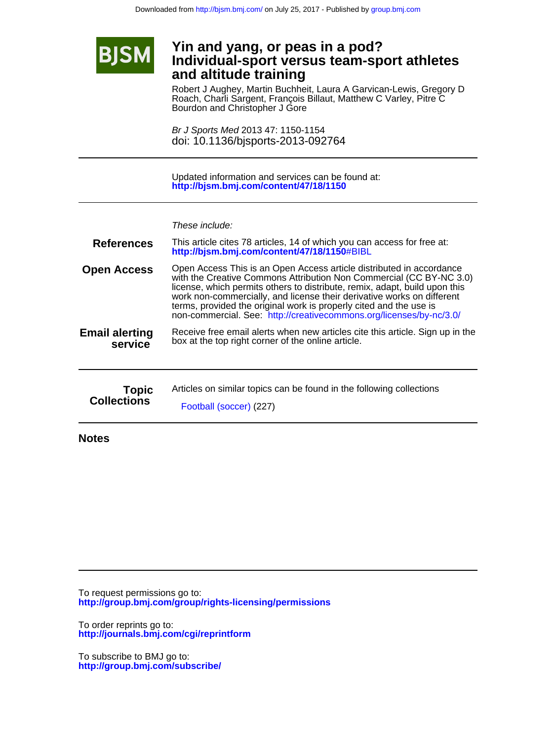Downloaded from http://bjsm.bmj.com/ on July 25, 2017 - Published by group.bmj.com

**BJSM**

# Yin and yang, or peas in a pod? Individual-sport versus team-sport athletes and altitude training

Robert J Aughey, Martin Buchheit, Laura A Garvican-Lewis, Gregory D Roach, Charli Sargent, François Billaut, Matthew C Varley, Pitre C Bourdon and Christopher J Gore

*Br J Sports Med* 2013 47: 1150-1154
doi: 10.1136/bjsports-2013-092764

Updated information and services can be found at:
**http://bjsm.bmj.com/content/47/18/1150**

*These include:*

**References**
This article cites 78 articles, 14 of which you can access for free at:
**http://bjsm.bmj.com/content/47/18/1150**#BIBL

**Open Access**
Open Access This is an Open Access article distributed in accordance with the Creative Commons Attribution Non Commercial (CC BY-NC 3.0) license, which permits others to distribute, remix, adapt, build upon this work non-commercially, and license their derivative works on different terms, provided the original work is properly cited and the use is non-commercial. See: http://creativecommons.org/licenses/by-nc/3.0/

**Email alerting service**
Receive free email alerts when new articles cite this article. Sign up in the box at the top right corner of the online article.

**Topic Collections**
Articles on similar topics can be found in the following collections

Football (soccer) (227)

## Notes

To request permissions go to:
**http://group.bmj.com/group/rights-licensing/permissions**

To order reprints go to:
**http://journals.bmj.com/cgi/reprintform**

To subscribe to BMJ go to:
**http://group.bmj.com/subscribe/**